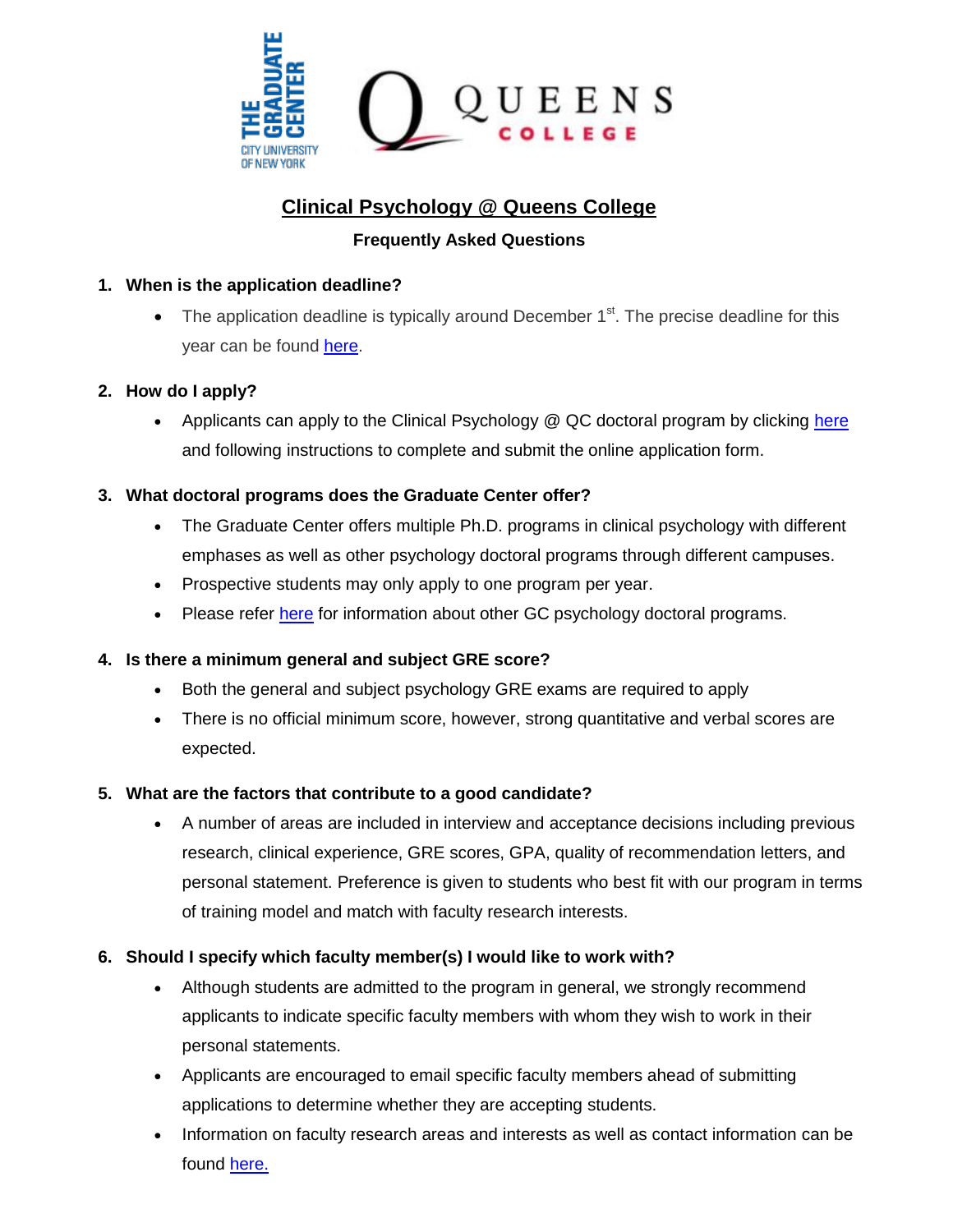# Clinical Psychology @ Queens College

## Frequently Asked Questions

1. **When is the application deadline?**
   - The application deadline is typically around December 1st. The precise deadline for this year can be found here.

2. **How do I apply?**
   - Applicants can apply to the Clinical Psychology @ QC doctoral program by clicking here and following instructions to complete and submit the online application form.

3. **What doctoral programs does the Graduate Center offer?**
   - The Graduate Center offers multiple Ph.D. programs in clinical psychology with different emphases as well as other psychology doctoral programs through different campuses.
   - Prospective students may only apply to one program per year.
   - Please refer here for information about other GC psychology doctoral programs.

4. **Is there a minimum general and subject GRE score?**
   - Both the general and subject psychology GRE exams are required to apply
   - There is no official minimum score, however, strong quantitative and verbal scores are expected.

5. **What are the factors that contribute to a good candidate?**
   - A number of areas are included in interview and acceptance decisions including previous research, clinical experience, GRE scores, GPA, quality of recommendation letters, and personal statement. Preference is given to students who best fit with our program in terms of training model and match with faculty research interests.

6. **Should I specify which faculty member(s) I would like to work with?**
   - Although students are admitted to the program in general, we strongly recommend applicants to indicate specific faculty members with whom they wish to work in their personal statements.
   - Applicants are encouraged to email specific faculty members ahead of submitting applications to determine whether they are accepting students.
   - Information on faculty research areas and interests as well as contact information can be found here.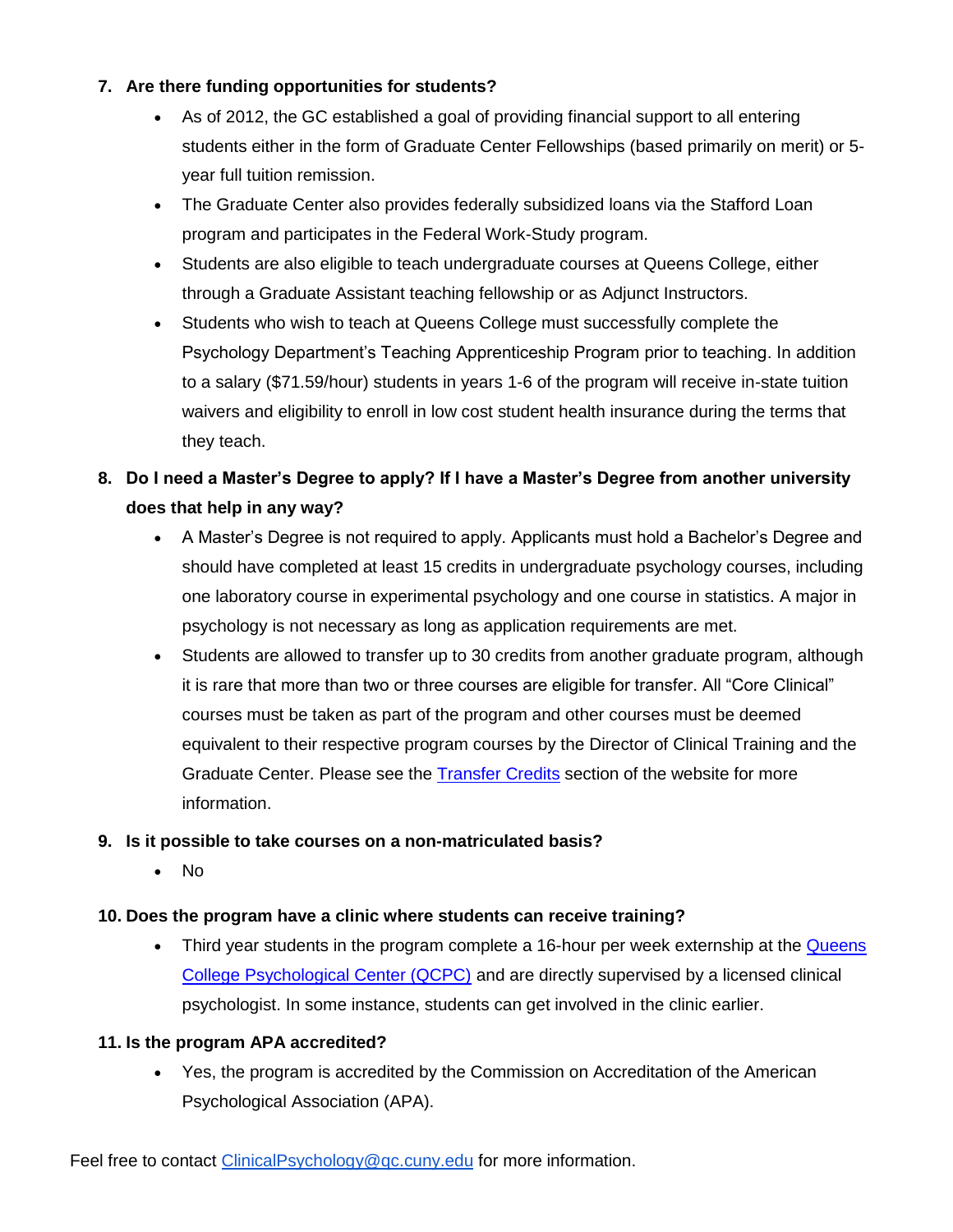7. **Are there funding opportunities for students?**
    - As of 2012, the GC established a goal of providing financial support to all entering students either in the form of Graduate Center Fellowships (based primarily on merit) or 5-year full tuition remission.
    - The Graduate Center also provides federally subsidized loans via the Stafford Loan program and participates in the Federal Work-Study program.
    - Students are also eligible to teach undergraduate courses at Queens College, either through a Graduate Assistant teaching fellowship or as Adjunct Instructors.
    - Students who wish to teach at Queens College must successfully complete the Psychology Department's Teaching Apprenticeship Program prior to teaching. In addition to a salary ($71.59/hour) students in years 1-6 of the program will receive in-state tuition waivers and eligibility to enroll in low cost student health insurance during the terms that they teach.

8. **Do I need a Master's Degree to apply? If I have a Master's Degree from another university does that help in any way?**
    - A Master's Degree is not required to apply. Applicants must hold a Bachelor's Degree and should have completed at least 15 credits in undergraduate psychology courses, including one laboratory course in experimental psychology and one course in statistics. A major in psychology is not necessary as long as application requirements are met.
    - Students are allowed to transfer up to 30 credits from another graduate program, although it is rare that more than two or three courses are eligible for transfer. All "Core Clinical" courses must be taken as part of the program and other courses must be deemed equivalent to their respective program courses by the Director of Clinical Training and the Graduate Center. Please see the Transfer Credits section of the website for more information.

9. **Is it possible to take courses on a non-matriculated basis?**
    - No

10. **Does the program have a clinic where students can receive training?**
    - Third year students in the program complete a 16-hour per week externship at the Queens College Psychological Center (QCPC) and are directly supervised by a licensed clinical psychologist. In some instance, students can get involved in the clinic earlier.

11. **Is the program APA accredited?**
    - Yes, the program is accredited by the Commission on Accreditation of the American Psychological Association (APA).

Feel free to contact ClinicalPsychology@qc.cuny.edu for more information.